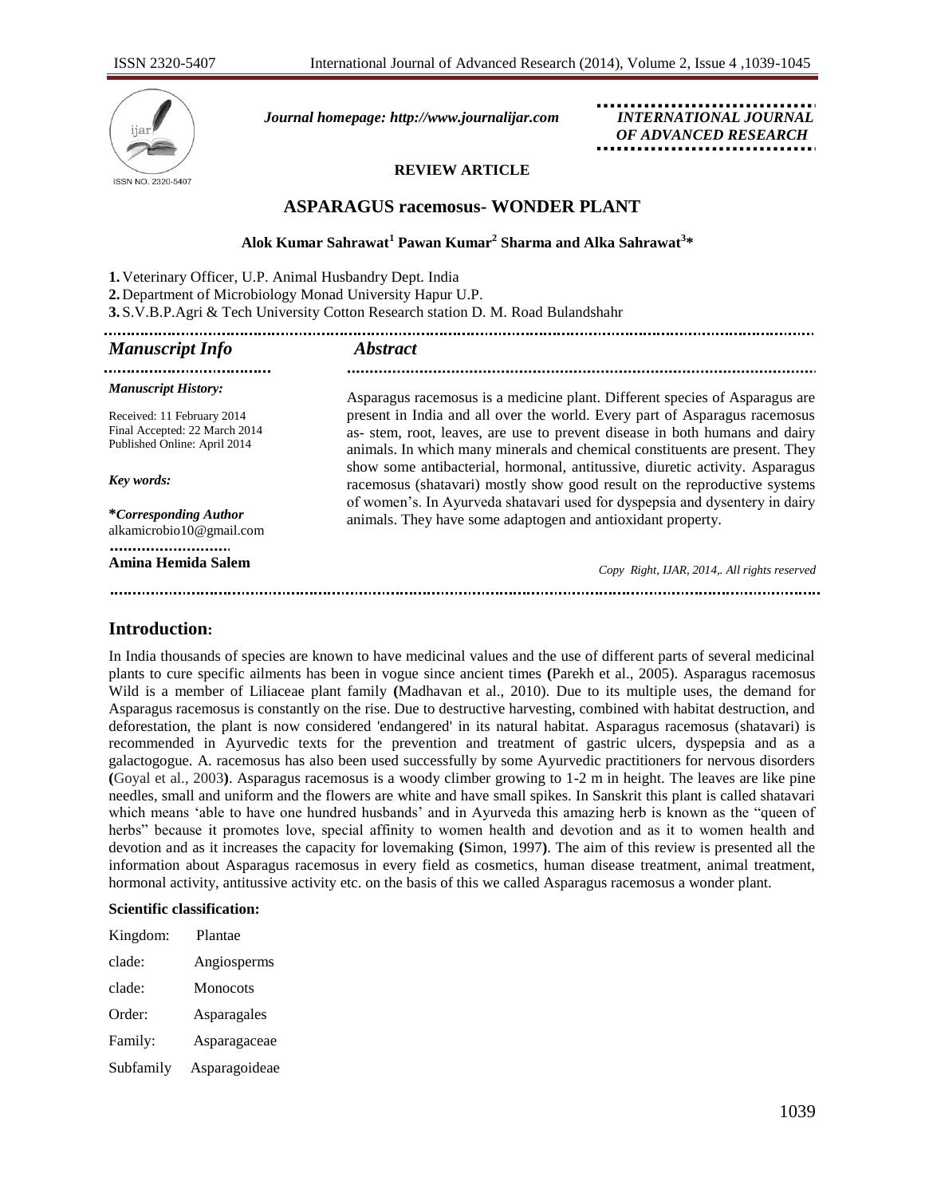**REVIEW ARTICLE**

# ASPARAGUS racemosus- WONDER PLANT

**Alok Kumar Sahrawat[1] Pawan Kumar[2] Sharma and Alka Sahrawat[3]***

1. Veterinary Officer, U.P. Animal Husbandry Dept. India
2. Department of Microbiology Monad University Hapur U.P.
3. S.V.B.P.Agri & Tech University Cotton Research station D. M. Road Bulandshahr

## *Manuscript Info*

*Manuscript History:*

Received: 11 February 2014
Final Accepted: 22 March 2014
Published Online: April 2014

*Key words:*

***Corresponding Author***
alkamicrobio10@gmail.com

**Amina Hemida Salem**

## *Abstract*

Asparagus racemosus is a medicine plant. Different species of Asparagus are present in India and all over the world. Every part of Asparagus racemosus as- stem, root, leaves, are use to prevent disease in both humans and dairy animals. In which many minerals and chemical constituents are present. They show some antibacterial, hormonal, antitussive, diuretic activity. Asparagus racemosus (shatavari) mostly show good result on the reproductive systems of women's. In Ayurveda shatavari used for dyspepsia and dysentery in dairy animals. They have some adaptogen and antioxidant property.

*Copy Right, IJAR, 2014,. All rights reserved*

## Introduction:

In India thousands of species are known to have medicinal values and the use of different parts of several medicinal plants to cure specific ailments has been in vogue since ancient times **(**Parekh et al., 2005). Asparagus racemosus Wild is a member of Liliaceae plant family **(**Madhavan et al., 2010). Due to its multiple uses, the demand for Asparagus racemosus is constantly on the rise. Due to destructive harvesting, combined with habitat destruction, and deforestation, the plant is now considered 'endangered' in its natural habitat. Asparagus racemosus (shatavari) is recommended in Ayurvedic texts for the prevention and treatment of gastric ulcers, dyspepsia and as a galactogogue. A. racemosus has also been used successfully by some Ayurvedic practitioners for nervous disorders **(**Goyal et al., 2003**)**. Asparagus racemosus is a woody climber growing to 1-2 m in height. The leaves are like pine needles, small and uniform and the flowers are white and have small spikes. In Sanskrit this plant is called shatavari which means 'able to have one hundred husbands' and in Ayurveda this amazing herb is known as the "queen of herbs" because it promotes love, special affinity to women health and devotion and as it to women health and devotion and as it increases the capacity for lovemaking **(**Simon, 1997**)**. The aim of this review is presented all the information about Asparagus racemosus in every field as cosmetics, human disease treatment, animal treatment, hormonal activity, antitussive activity etc. on the basis of this we called Asparagus racemosus a wonder plant.

**Scientific classification:**

| | |
|---|---|
| Kingdom: | Plantae |
| clade: | Angiosperms |
| clade: | Monocots |
| Order: | Asparagales |
| Family: | Asparagaceae |
| Subfamily | Asparagoideae |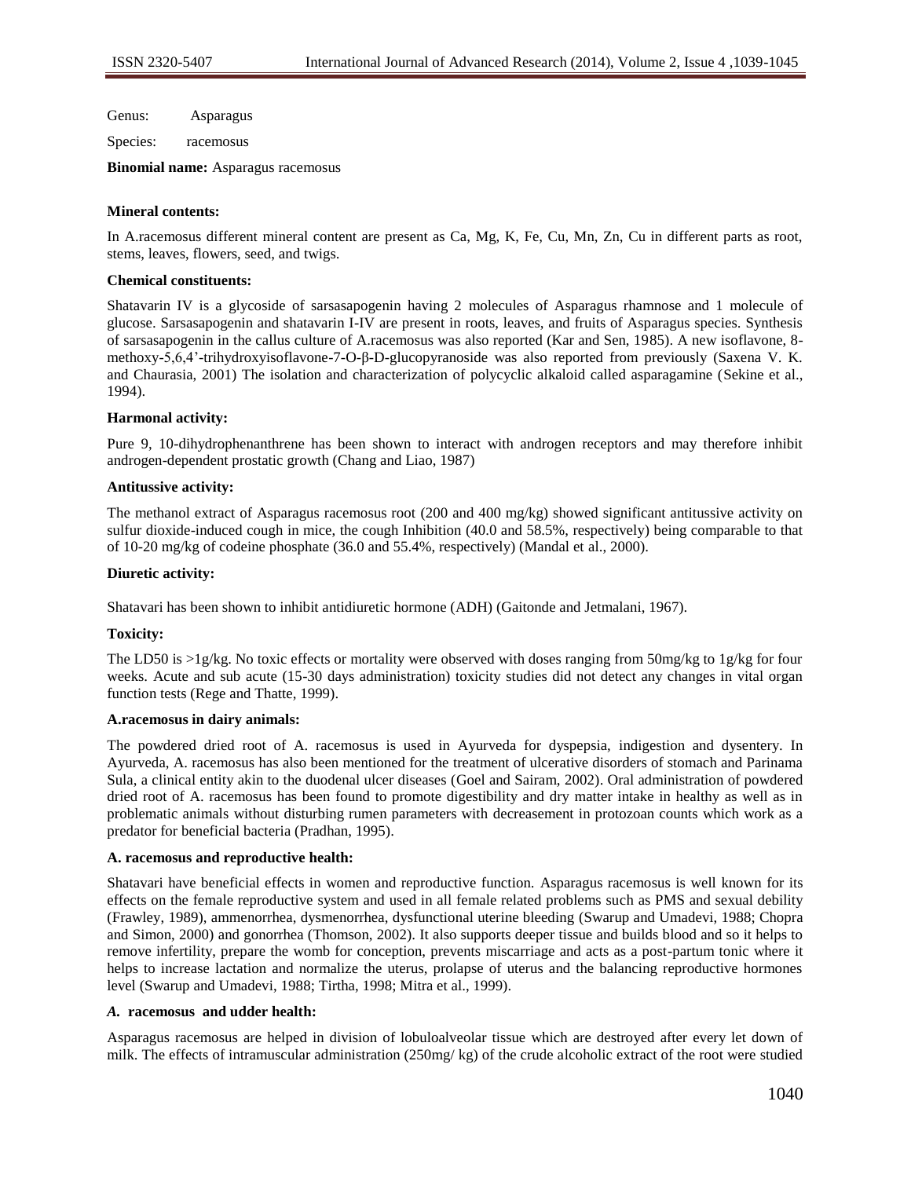Genus: Asparagus

Species: racemosus

**Binomial name:** Asparagus racemosus

**Mineral contents:**

In A.racemosus different mineral content are present as Ca, Mg, K, Fe, Cu, Mn, Zn, Cu in different parts as root, stems, leaves, flowers, seed, and twigs.

**Chemical constituents:**

Shatavarin IV is a glycoside of sarsasapogenin having 2 molecules of Asparagus rhamnose and 1 molecule of glucose. Sarsasapogenin and shatavarin I-IV are present in roots, leaves, and fruits of Asparagus species. Synthesis of sarsasapogenin in the callus culture of A.racemosus was also reported (Kar and Sen, 1985). A new isoflavone, 8-methoxy-5,6,4'-trihydroxyisoflavone-7-O-β-D-glucopyranoside was also reported from previously (Saxena V. K. and Chaurasia, 2001) The isolation and characterization of polycyclic alkaloid called asparagamine (Sekine et al., 1994).

**Harmonal activity:**

Pure 9, 10-dihydrophenanthrene has been shown to interact with androgen receptors and may therefore inhibit androgen-dependent prostatic growth (Chang and Liao, 1987)

**Antitussive activity:**

The methanol extract of Asparagus racemosus root (200 and 400 mg/kg) showed significant antitussive activity on sulfur dioxide-induced cough in mice, the cough Inhibition (40.0 and 58.5%, respectively) being comparable to that of 10-20 mg/kg of codeine phosphate (36.0 and 55.4%, respectively) (Mandal et al., 2000).

**Diuretic activity:**

Shatavari has been shown to inhibit antidiuretic hormone (ADH) (Gaitonde and Jetmalani, 1967).

**Toxicity:**

The LD50 is >1g/kg. No toxic effects or mortality were observed with doses ranging from 50mg/kg to 1g/kg for four weeks. Acute and sub acute (15-30 days administration) toxicity studies did not detect any changes in vital organ function tests (Rege and Thatte, 1999).

**A.racemosus in dairy animals:**

The powdered dried root of A. racemosus is used in Ayurveda for dyspepsia, indigestion and dysentery. In Ayurveda, A. racemosus has also been mentioned for the treatment of ulcerative disorders of stomach and Parinama Sula, a clinical entity akin to the duodenal ulcer diseases (Goel and Sairam, 2002). Oral administration of powdered dried root of A. racemosus has been found to promote digestibility and dry matter intake in healthy as well as in problematic animals without disturbing rumen parameters with decreasement in protozoan counts which work as a predator for beneficial bacteria (Pradhan, 1995).

**A. racemosus and reproductive health:**

Shatavari have beneficial effects in women and reproductive function. Asparagus racemosus is well known for its effects on the female reproductive system and used in all female related problems such as PMS and sexual debility (Frawley, 1989), ammenorrhea, dysmenorrhea, dysfunctional uterine bleeding (Swarup and Umadevi, 1988; Chopra and Simon, 2000) and gonorrhea (Thomson, 2002). It also supports deeper tissue and builds blood and so it helps to remove infertility, prepare the womb for conception, prevents miscarriage and acts as a post-partum tonic where it helps to increase lactation and normalize the uterus, prolapse of uterus and the balancing reproductive hormones level (Swarup and Umadevi, 1988; Tirtha, 1998; Mitra et al., 1999).

***A.* racemosus and udder health:**

Asparagus racemosus are helped in division of lobuloalveolar tissue which are destroyed after every let down of milk. The effects of intramuscular administration (250mg/ kg) of the crude alcoholic extract of the root were studied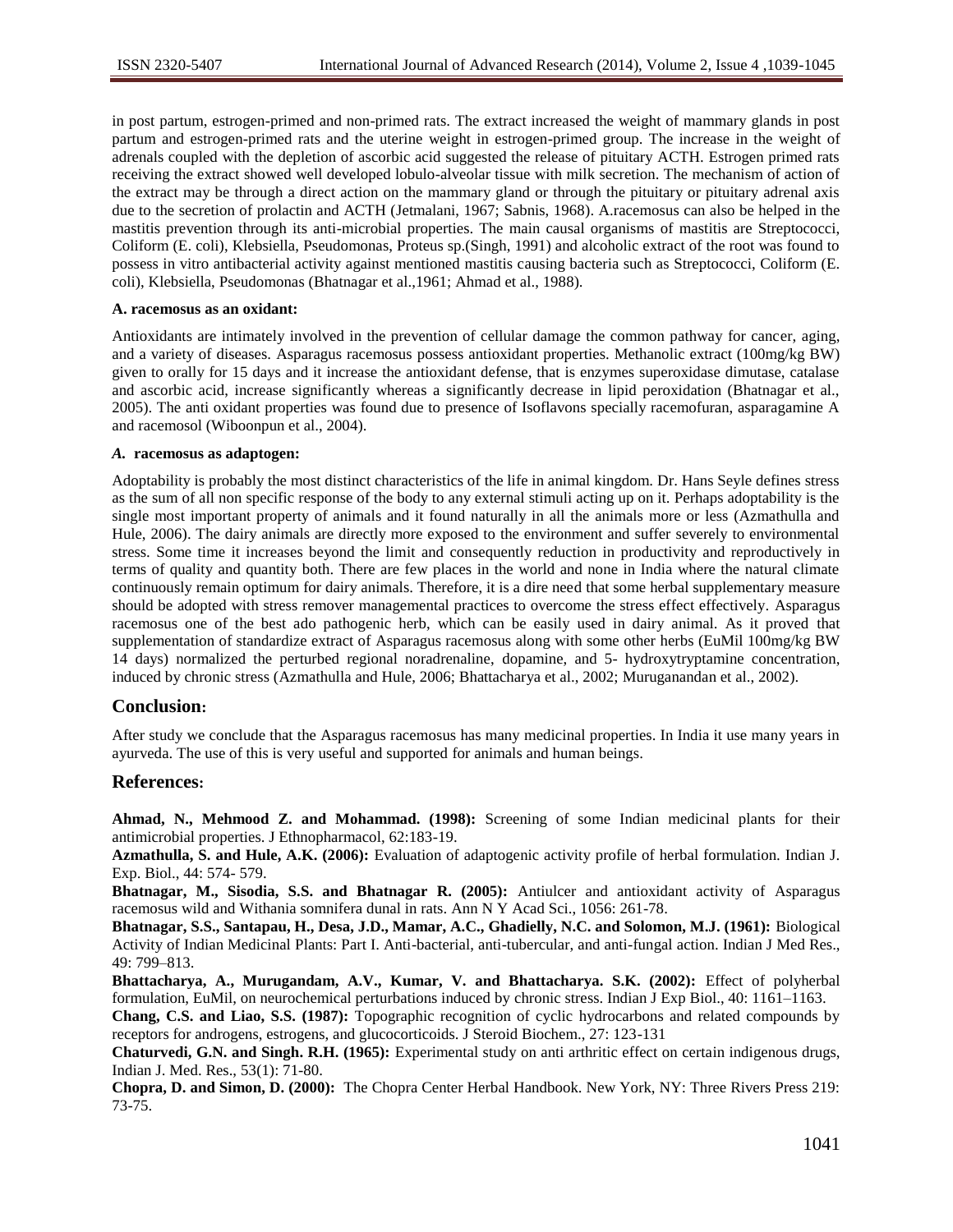in post partum, estrogen-primed and non-primed rats. The extract increased the weight of mammary glands in post partum and estrogen-primed rats and the uterine weight in estrogen-primed group. The increase in the weight of adrenals coupled with the depletion of ascorbic acid suggested the release of pituitary ACTH. Estrogen primed rats receiving the extract showed well developed lobulo-alveolar tissue with milk secretion. The mechanism of action of the extract may be through a direct action on the mammary gland or through the pituitary or pituitary adrenal axis due to the secretion of prolactin and ACTH (Jetmalani, 1967; Sabnis, 1968). A.racemosus can also be helped in the mastitis prevention through its anti-microbial properties. The main causal organisms of mastitis are Streptococci, Coliform (E. coli), Klebsiella, Pseudomonas, Proteus sp.(Singh, 1991) and alcoholic extract of the root was found to possess in vitro antibacterial activity against mentioned mastitis causing bacteria such as Streptococci, Coliform (E. coli), Klebsiella, Pseudomonas (Bhatnagar et al.,1961; Ahmad et al., 1988).

**A. racemosus as an oxidant:**

Antioxidants are intimately involved in the prevention of cellular damage the common pathway for cancer, aging, and a variety of diseases. Asparagus racemosus possess antioxidant properties. Methanolic extract (100mg/kg BW) given to orally for 15 days and it increase the antioxidant defense, that is enzymes superoxidase dimutase, catalase and ascorbic acid, increase significantly whereas a significantly decrease in lipid peroxidation (Bhatnagar et al., 2005). The anti oxidant properties was found due to presence of Isoflavons specially racemofuran, asparagamine A and racemosol (Wiboonpun et al., 2004).

***A.* racemosus as adaptogen:**

Adoptability is probably the most distinct characteristics of the life in animal kingdom. Dr. Hans Seyle defines stress as the sum of all non specific response of the body to any external stimuli acting up on it. Perhaps adoptability is the single most important property of animals and it found naturally in all the animals more or less (Azmathulla and Hule, 2006). The dairy animals are directly more exposed to the environment and suffer severely to environmental stress. Some time it increases beyond the limit and consequently reduction in productivity and reproductively in terms of quality and quantity both. There are few places in the world and none in India where the natural climate continuously remain optimum for dairy animals. Therefore, it is a dire need that some herbal supplementary measure should be adopted with stress remover managemental practices to overcome the stress effect effectively. Asparagus racemosus one of the best ado pathogenic herb, which can be easily used in dairy animal. As it proved that supplementation of standardize extract of Asparagus racemosus along with some other herbs (EuMil 100mg/kg BW 14 days) normalized the perturbed regional noradrenaline, dopamine, and 5- hydroxytryptamine concentration, induced by chronic stress (Azmathulla and Hule, 2006; Bhattacharya et al., 2002; Muruganandan et al., 2002).

## Conclusion:

After study we conclude that the Asparagus racemosus has many medicinal properties. In India it use many years in ayurveda. The use of this is very useful and supported for animals and human beings.

## References:

**Ahmad, N., Mehmood Z. and Mohammad. (1998):** Screening of some Indian medicinal plants for their antimicrobial properties. J Ethnopharmacol, 62:183-19.

**Azmathulla, S. and Hule, A.K. (2006):** Evaluation of adaptogenic activity profile of herbal formulation. Indian J. Exp. Biol., 44: 574- 579.

**Bhatnagar, M., Sisodia, S.S. and Bhatnagar R. (2005):** Antiulcer and antioxidant activity of Asparagus racemosus wild and Withania somnifera dunal in rats. Ann N Y Acad Sci., 1056: 261-78.

**Bhatnagar, S.S., Santapau, H., Desa, J.D., Mamar, A.C., Ghadielly, N.C. and Solomon, M.J. (1961):** Biological Activity of Indian Medicinal Plants: Part I. Anti-bacterial, anti-tubercular, and anti-fungal action. Indian J Med Res., 49: 799–813.

**Bhattacharya, A., Murugandam, A.V., Kumar, V. and Bhattacharya. S.K. (2002):** Effect of polyherbal formulation, EuMil, on neurochemical perturbations induced by chronic stress. Indian J Exp Biol., 40: 1161–1163.

**Chang, C.S. and Liao, S.S. (1987):** Topographic recognition of cyclic hydrocarbons and related compounds by receptors for androgens, estrogens, and glucocorticoids. J Steroid Biochem., 27: 123-131

**Chaturvedi, G.N. and Singh. R.H. (1965):** Experimental study on anti arthritic effect on certain indigenous drugs, Indian J. Med. Res., 53(1): 71-80.

**Chopra, D. and Simon, D. (2000):** The Chopra Center Herbal Handbook. New York, NY: Three Rivers Press 219: 73-75.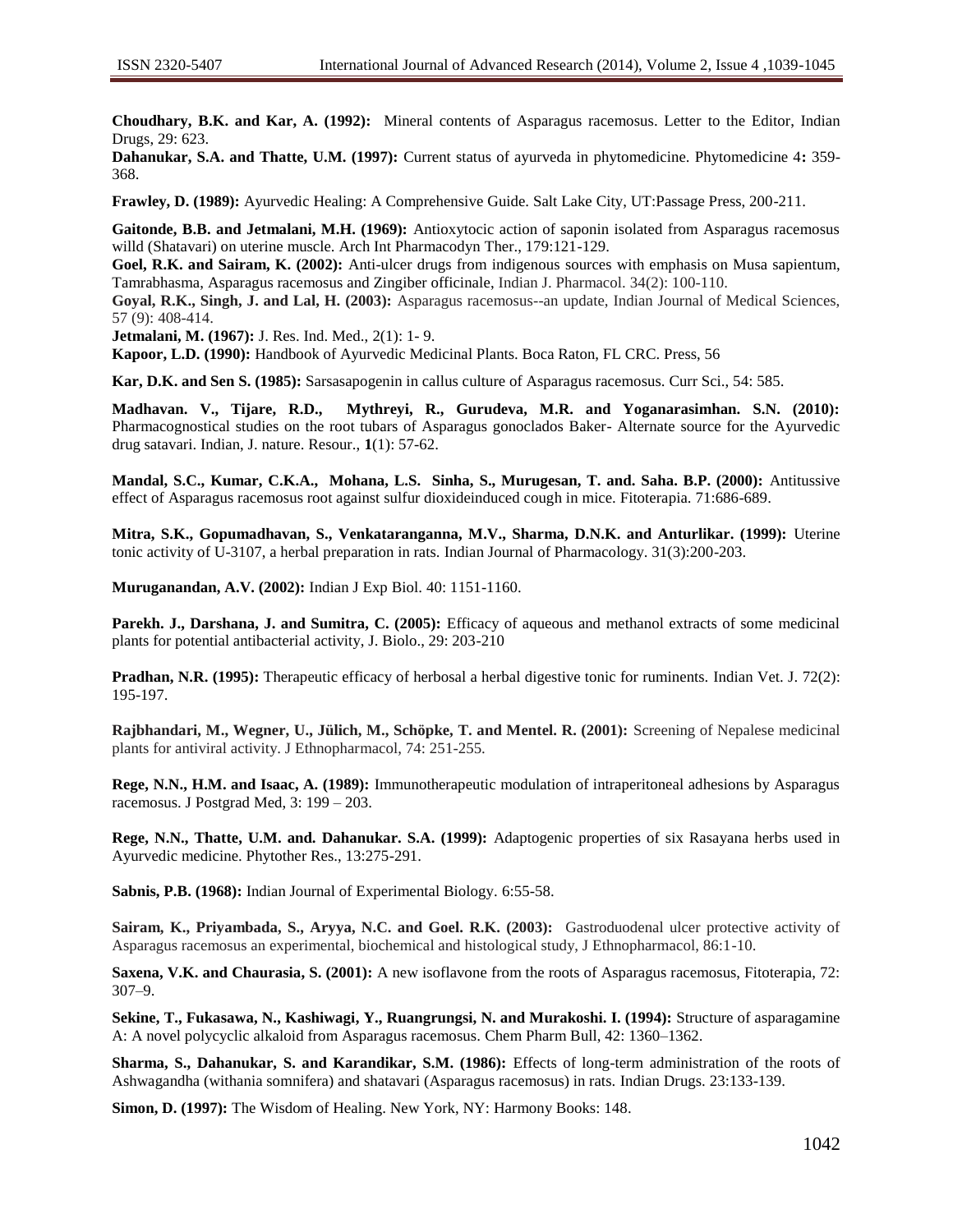**Choudhary, B.K. and Kar, A. (1992):** Mineral contents of Asparagus racemosus. Letter to the Editor, Indian Drugs, 29: 623.

**Dahanukar, S.A. and Thatte, U.M. (1997):** Current status of ayurveda in phytomedicine. Phytomedicine 4**:** 359-368.

**Frawley, D. (1989):** Ayurvedic Healing: A Comprehensive Guide. Salt Lake City, UT:Passage Press, 200-211.

**Gaitonde, B.B. and Jetmalani, M.H. (1969):** Antioxytocic action of saponin isolated from Asparagus racemosus willd (Shatavari) on uterine muscle. Arch Int Pharmacodyn Ther., 179:121-129.

**Goel, R.K. and Sairam, K. (2002):** Anti-ulcer drugs from indigenous sources with emphasis on Musa sapientum, Tamrabhasma, Asparagus racemosus and Zingiber officinale, Indian J. Pharmacol. 34(2): 100-110.

**Goyal, R.K., Singh, J. and Lal, H. (2003):** Asparagus racemosus--an update, Indian Journal of Medical Sciences, 57 (9): 408-414.

**Jetmalani, M. (1967):** J. Res. Ind. Med., 2(1): 1- 9.

**Kapoor, L.D. (1990):** Handbook of Ayurvedic Medicinal Plants. Boca Raton, FL CRC. Press, 56

**Kar, D.K. and Sen S. (1985):** Sarsasapogenin in callus culture of Asparagus racemosus. Curr Sci., 54: 585.

**Madhavan. V., Tijare, R.D., Mythreyi, R., Gurudeva, M.R. and Yoganarasimhan. S.N. (2010):** Pharmacognostical studies on the root tubars of Asparagus gonoclados Baker- Alternate source for the Ayurvedic drug satavari. Indian, J. nature. Resour., **1**(1): 57-62.

**Mandal, S.C., Kumar, C.K.A., Mohana, L.S. Sinha, S., Murugesan, T. and. Saha. B.P. (2000):** Antitussive effect of Asparagus racemosus root against sulfur dioxideinduced cough in mice. Fitoterapia. 71:686-689.

**Mitra, S.K., Gopumadhavan, S., Venkataranganna, M.V., Sharma, D.N.K. and Anturlikar. (1999):** Uterine tonic activity of U-3107, a herbal preparation in rats. Indian Journal of Pharmacology. 31(3):200-203.

**Muruganandan, A.V. (2002):** Indian J Exp Biol. 40: 1151-1160.

**Parekh. J., Darshana, J. and Sumitra, C. (2005):** Efficacy of aqueous and methanol extracts of some medicinal plants for potential antibacterial activity, J. Biolo., 29: 203-210

**Pradhan, N.R. (1995):** Therapeutic efficacy of herbosal a herbal digestive tonic for ruminents. Indian Vet. J. 72(2): 195-197.

**Rajbhandari, M., Wegner, U., Jülich, M., Schöpke, T. and Mentel. R. (2001):** Screening of Nepalese medicinal plants for antiviral activity. J Ethnopharmacol, 74: 251-255.

**Rege, N.N., H.M. and Isaac, A. (1989):** Immunotherapeutic modulation of intraperitoneal adhesions by Asparagus racemosus. J Postgrad Med, 3: 199 – 203.

**Rege, N.N., Thatte, U.M. and. Dahanukar. S.A. (1999):** Adaptogenic properties of six Rasayana herbs used in Ayurvedic medicine. Phytother Res., 13:275-291.

**Sabnis, P.B. (1968):** Indian Journal of Experimental Biology. 6:55-58.

**Sairam, K., Priyambada, S., Aryya, N.C. and Goel. R.K. (2003):** Gastroduodenal ulcer protective activity of Asparagus racemosus an experimental, biochemical and histological study, J Ethnopharmacol, 86:1-10.

**Saxena, V.K. and Chaurasia, S. (2001):** A new isoflavone from the roots of Asparagus racemosus, Fitoterapia, 72: 307–9.

**Sekine, T., Fukasawa, N., Kashiwagi, Y., Ruangrungsi, N. and Murakoshi. I. (1994):** Structure of asparagamine A: A novel polycyclic alkaloid from Asparagus racemosus. Chem Pharm Bull, 42: 1360–1362.

**Sharma, S., Dahanukar, S. and Karandikar, S.M. (1986):** Effects of long-term administration of the roots of Ashwagandha (withania somnifera) and shatavari (Asparagus racemosus) in rats. Indian Drugs. 23:133-139.

**Simon, D. (1997):** The Wisdom of Healing. New York, NY: Harmony Books: 148.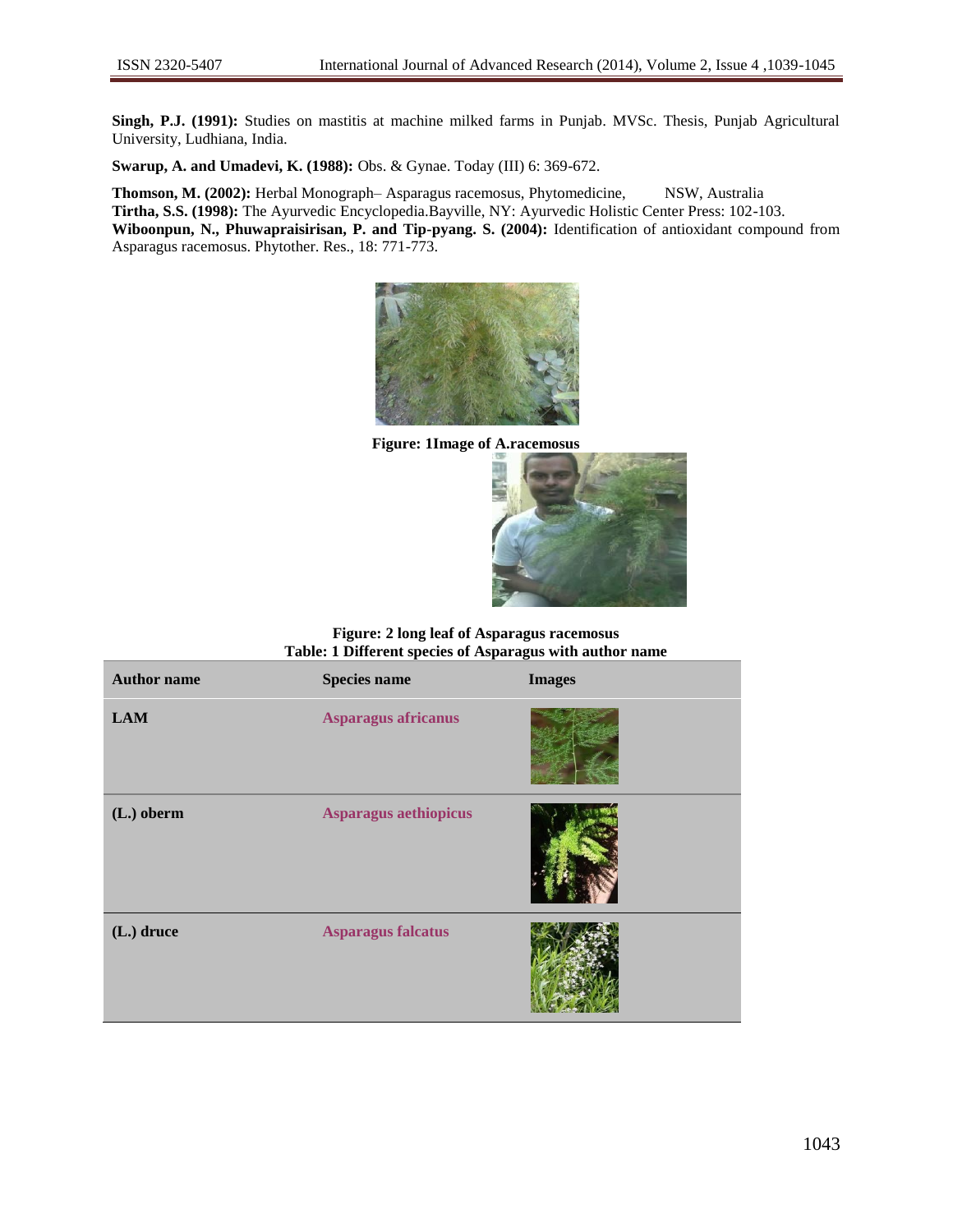**Singh, P.J. (1991):** Studies on mastitis at machine milked farms in Punjab. MVSc. Thesis, Punjab Agricultural University, Ludhiana, India.

**Swarup, A. and Umadevi, K. (1988):** Obs. & Gynae. Today (III) 6: 369-672.

**Thomson, M. (2002):** Herbal Monograph– Asparagus racemosus, Phytomedicine, NSW, Australia

**Tirtha, S.S. (1998):** The Ayurvedic Encyclopedia.Bayville, NY: Ayurvedic Holistic Center Press: 102-103.

**Wiboonpun, N., Phuwapraisirisan, P. and Tip-pyang. S. (2004):** Identification of antioxidant compound from Asparagus racemosus. Phytother. Res., 18: 771-773.

**Figure: 1Image of A.racemosus**

**Figure: 2 long leaf of Asparagus racemosus**

**Table: 1 Different species of Asparagus with author name**

| Author name | Species name | Images |
|---|---|---|
| LAM | Asparagus africanus | |
| (L.) oberm | Asparagus aethiopicus | |
| (L.) druce | Asparagus falcatus | |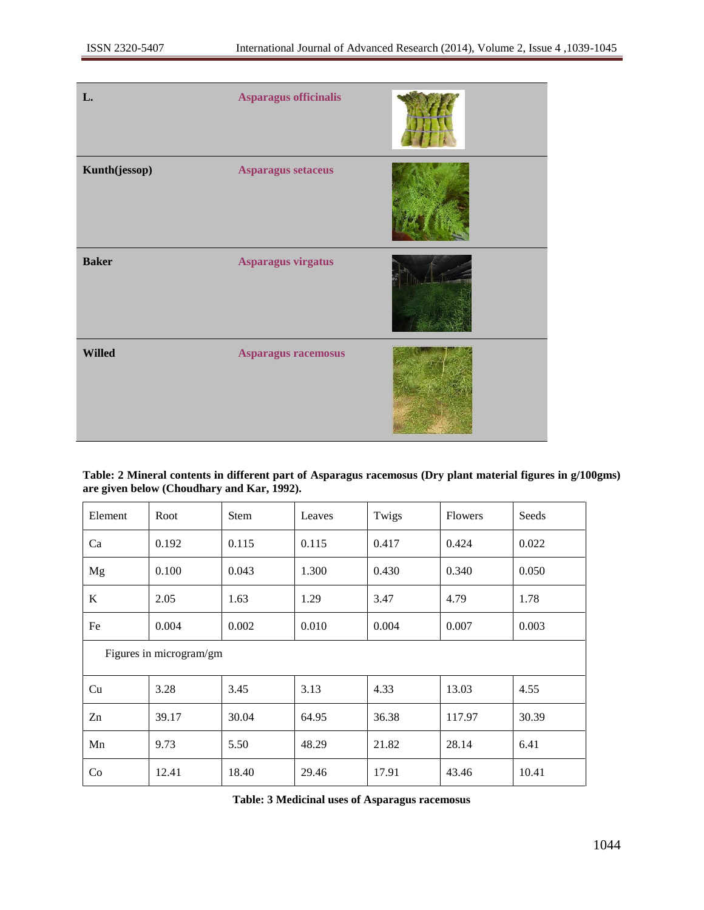| L. | **Asparagus officinalis** | |
|---|---|---|
| **Kunth(jessop)** | **Asparagus setaceus** | |
| **Baker** | **Asparagus virgatus** | |
| **Willed** | **Asparagus racemosus** | |

**Table: 2 Mineral contents in different part of Asparagus racemosus (Dry plant material figures in g/100gms) are given below (Choudhary and Kar, 1992).**

| Element | Root | Stem | Leaves | Twigs | Flowers | Seeds |
|---|---|---|---|---|---|---|
| Ca | 0.192 | 0.115 | 0.115 | 0.417 | 0.424 | 0.022 |
| Mg | 0.100 | 0.043 | 1.300 | 0.430 | 0.340 | 0.050 |
| K | 2.05 | 1.63 | 1.29 | 3.47 | 4.79 | 1.78 |
| Fe | 0.004 | 0.002 | 0.010 | 0.004 | 0.007 | 0.003 |
| Figures in microgram/gm | | | | | | |
| Cu | 3.28 | 3.45 | 3.13 | 4.33 | 13.03 | 4.55 |
| Zn | 39.17 | 30.04 | 64.95 | 36.38 | 117.97 | 30.39 |
| Mn | 9.73 | 5.50 | 48.29 | 21.82 | 28.14 | 6.41 |
| Co | 12.41 | 18.40 | 29.46 | 17.91 | 43.46 | 10.41 |

**Table: 3 Medicinal uses of Asparagus racemosus**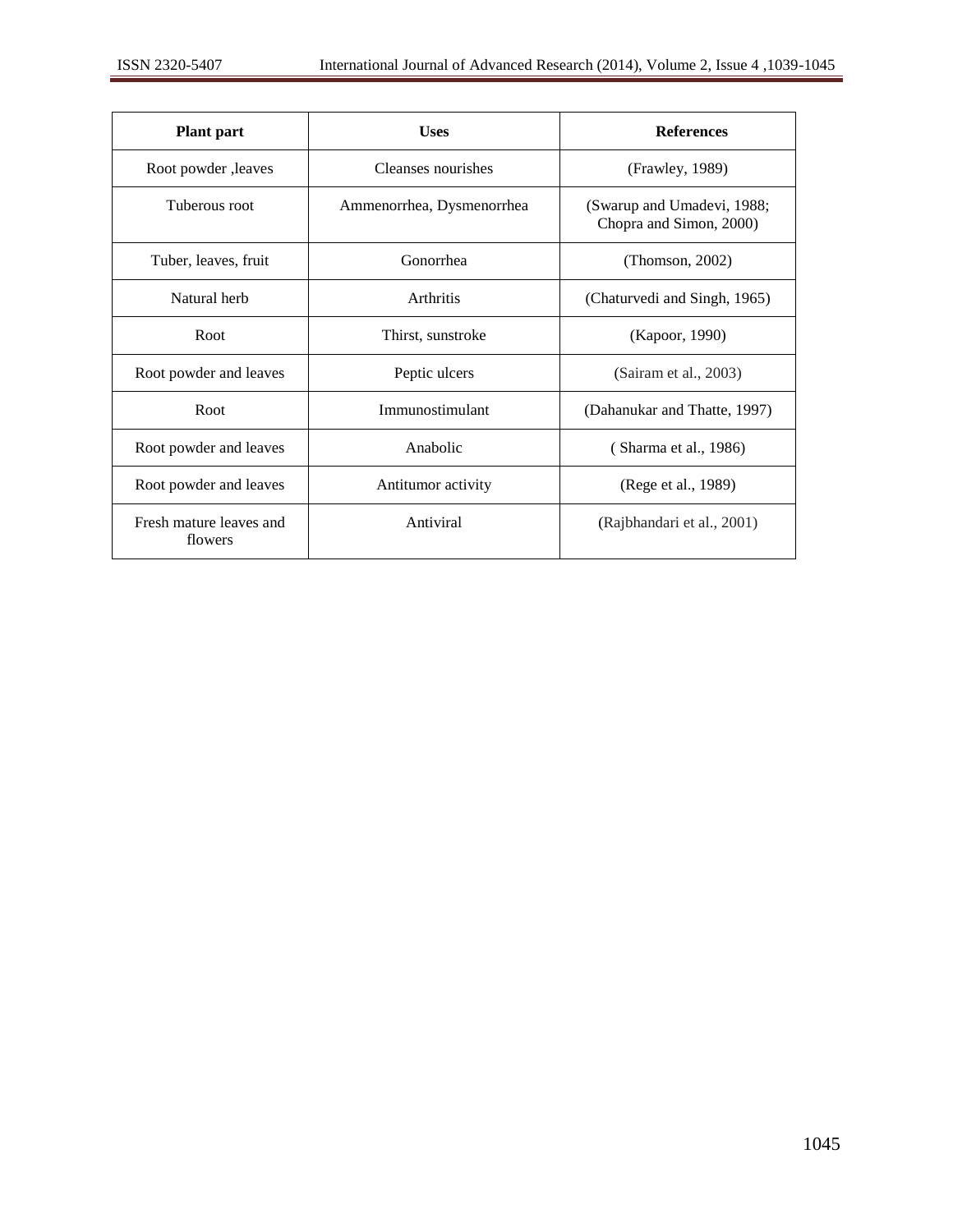| Plant part | Uses | References |
|---|---|---|
| Root powder ,leaves | Cleanses nourishes | (Frawley, 1989) |
| Tuberous root | Ammenorrhea, Dysmenorrhea | (Swarup and Umadevi, 1988; Chopra and Simon, 2000) |
| Tuber, leaves, fruit | Gonorrhea | (Thomson, 2002) |
| Natural herb | Arthritis | (Chaturvedi and Singh, 1965) |
| Root | Thirst, sunstroke | (Kapoor, 1990) |
| Root powder and leaves | Peptic ulcers | (Sairam et al., 2003) |
| Root | Immunostimulant | (Dahanukar and Thatte, 1997) |
| Root powder and leaves | Anabolic | ( Sharma et al., 1986) |
| Root powder and leaves | Antitumor activity | (Rege et al., 1989) |
| Fresh mature leaves and flowers | Antiviral | (Rajbhandari et al., 2001) |